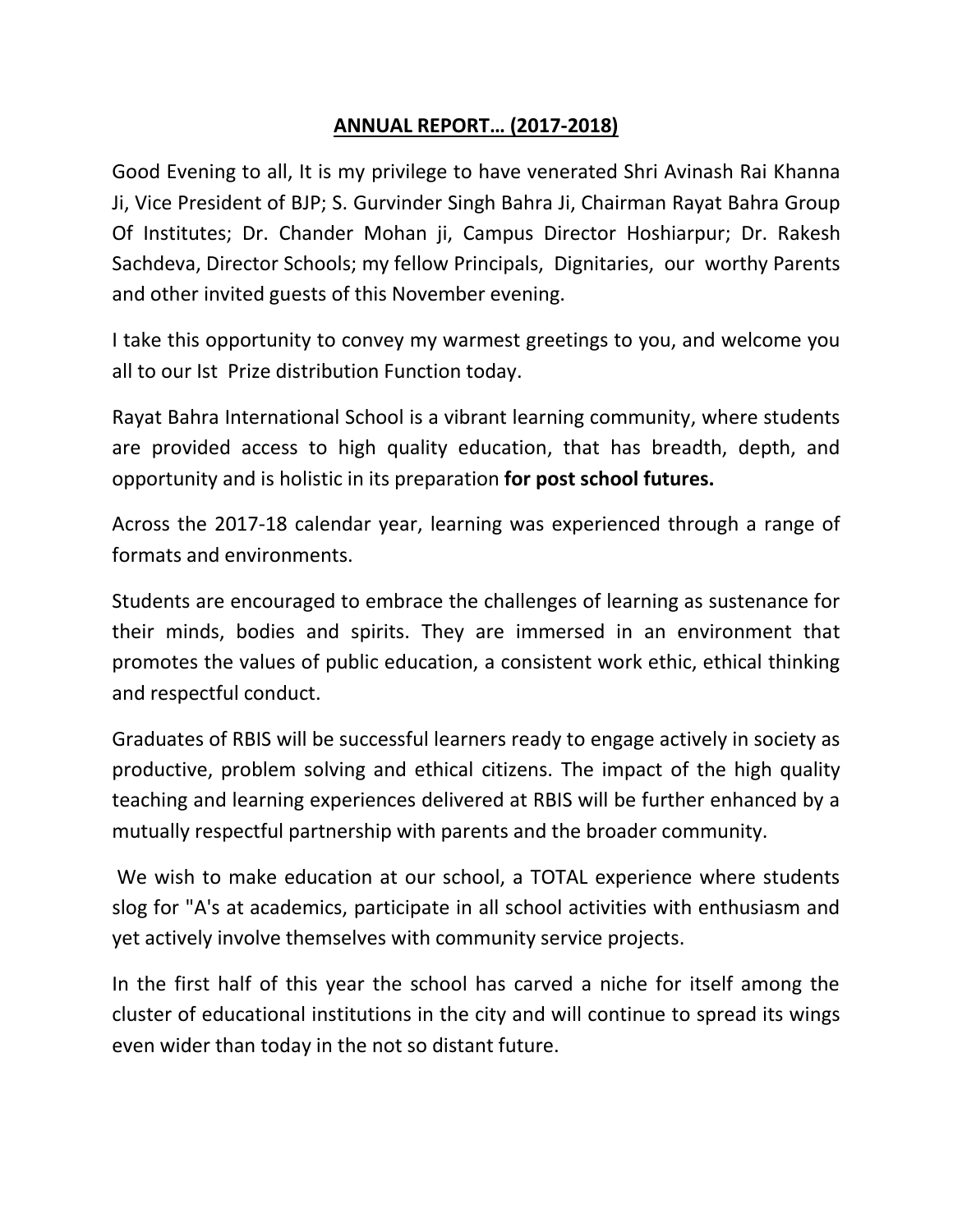# ANNUAL REPORT… (2017-2018)

Good Evening to all, It is my privilege to have venerated Shri Avinash Rai Khanna Ji, Vice President of BJP; S. Gurvinder Singh Bahra Ji, Chairman Rayat Bahra Group Of Institutes; Dr. Chander Mohan ji, Campus Director Hoshiarpur; Dr. Rakesh Sachdeva, Director Schools; my fellow Principals, Dignitaries, our worthy Parents and other invited guests of this November evening.

I take this opportunity to convey my warmest greetings to you, and welcome you all to our Ist Prize distribution Function today.

Rayat Bahra International School is a vibrant learning community, where students are provided access to high quality education, that has breadth, depth, and opportunity and is holistic in its preparation **for post school futures.**

Across the 2017-18 calendar year, learning was experienced through a range of formats and environments.

Students are encouraged to embrace the challenges of learning as sustenance for their minds, bodies and spirits. They are immersed in an environment that promotes the values of public education, a consistent work ethic, ethical thinking and respectful conduct.

Graduates of RBIS will be successful learners ready to engage actively in society as productive, problem solving and ethical citizens. The impact of the high quality teaching and learning experiences delivered at RBIS will be further enhanced by a mutually respectful partnership with parents and the broader community.

We wish to make education at our school, a TOTAL experience where students slog for "A's at academics, participate in all school activities with enthusiasm and yet actively involve themselves with community service projects.

In the first half of this year the school has carved a niche for itself among the cluster of educational institutions in the city and will continue to spread its wings even wider than today in the not so distant future.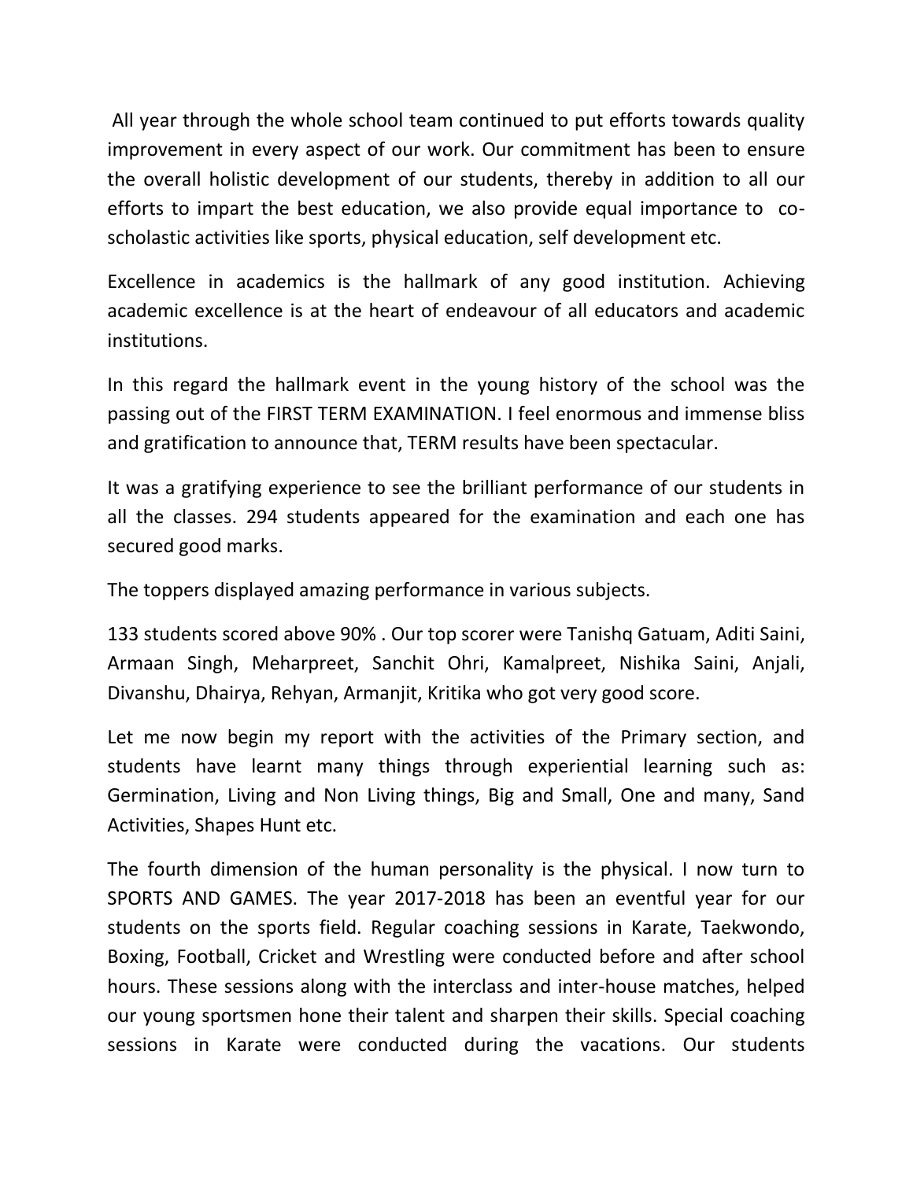All year through the whole school team continued to put efforts towards quality improvement in every aspect of our work. Our commitment has been to ensure the overall holistic development of our students, thereby in addition to all our efforts to impart the best education, we also provide equal importance to co-scholastic activities like sports, physical education, self development etc.

Excellence in academics is the hallmark of any good institution. Achieving academic excellence is at the heart of endeavour of all educators and academic institutions.

In this regard the hallmark event in the young history of the school was the passing out of the FIRST TERM EXAMINATION. I feel enormous and immense bliss and gratification to announce that, TERM results have been spectacular.

It was a gratifying experience to see the brilliant performance of our students in all the classes. 294 students appeared for the examination and each one has secured good marks.

The toppers displayed amazing performance in various subjects.

133 students scored above 90% . Our top scorer were Tanishq Gatuam, Aditi Saini, Armaan Singh, Meharpreet, Sanchit Ohri, Kamalpreet, Nishika Saini, Anjali, Divanshu, Dhairya, Rehyan, Armanjit, Kritika who got very good score.

Let me now begin my report with the activities of the Primary section, and students have learnt many things through experiential learning such as: Germination, Living and Non Living things, Big and Small, One and many, Sand Activities, Shapes Hunt etc.

The fourth dimension of the human personality is the physical. I now turn to SPORTS AND GAMES. The year 2017-2018 has been an eventful year for our students on the sports field. Regular coaching sessions in Karate, Taekwondo, Boxing, Football, Cricket and Wrestling were conducted before and after school hours. These sessions along with the interclass and inter-house matches, helped our young sportsmen hone their talent and sharpen their skills. Special coaching sessions in Karate were conducted during the vacations. Our students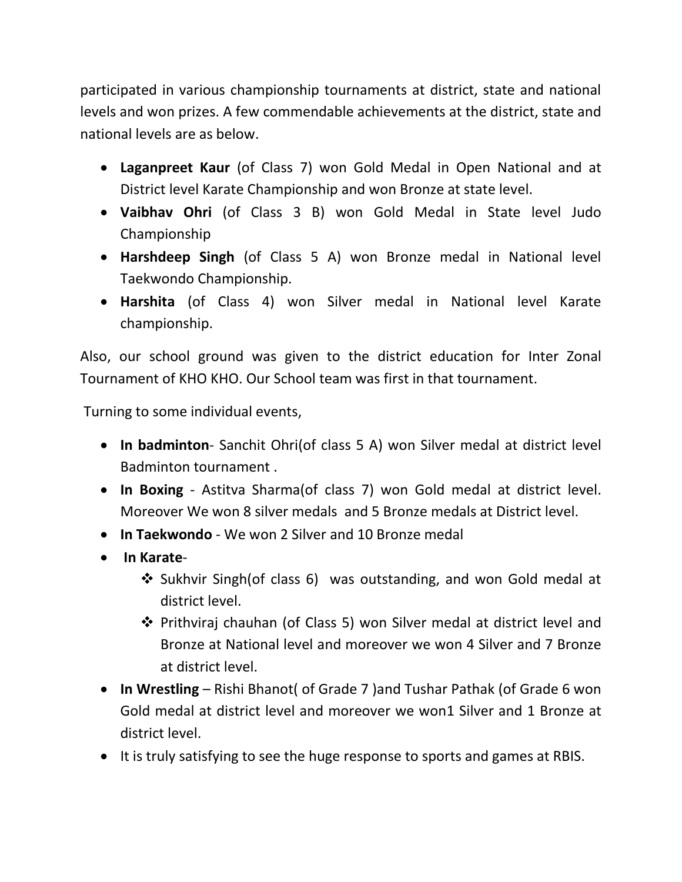participated in various championship tournaments at district, state and national levels and won prizes. A few commendable achievements at the district, state and national levels are as below.

- **Laganpreet Kaur** (of Class 7) won Gold Medal in Open National and at District level Karate Championship and won Bronze at state level.
- **Vaibhav Ohri** (of Class 3 B) won Gold Medal in State level Judo Championship
- **Harshdeep Singh** (of Class 5 A) won Bronze medal in National level Taekwondo Championship.
- **Harshita** (of Class 4) won Silver medal in National level Karate championship.

Also, our school ground was given to the district education for Inter Zonal Tournament of KHO KHO. Our School team was first in that tournament.

Turning to some individual events,

- **In badminton**- Sanchit Ohri(of class 5 A) won Silver medal at district level Badminton tournament .
- **In Boxing** - Astitva Sharma(of class 7) won Gold medal at district level. Moreover We won 8 silver medals and 5 Bronze medals at District level.
- **In Taekwondo** - We won 2 Silver and 10 Bronze medal
- **In Karate**-
  - Sukhvir Singh(of class 6) was outstanding, and won Gold medal at district level.
  - Prithviraj chauhan (of Class 5) won Silver medal at district level and Bronze at National level and moreover we won 4 Silver and 7 Bronze at district level.
- **In Wrestling** – Rishi Bhanot( of Grade 7 )and Tushar Pathak (of Grade 6 won Gold medal at district level and moreover we won1 Silver and 1 Bronze at district level.
- It is truly satisfying to see the huge response to sports and games at RBIS.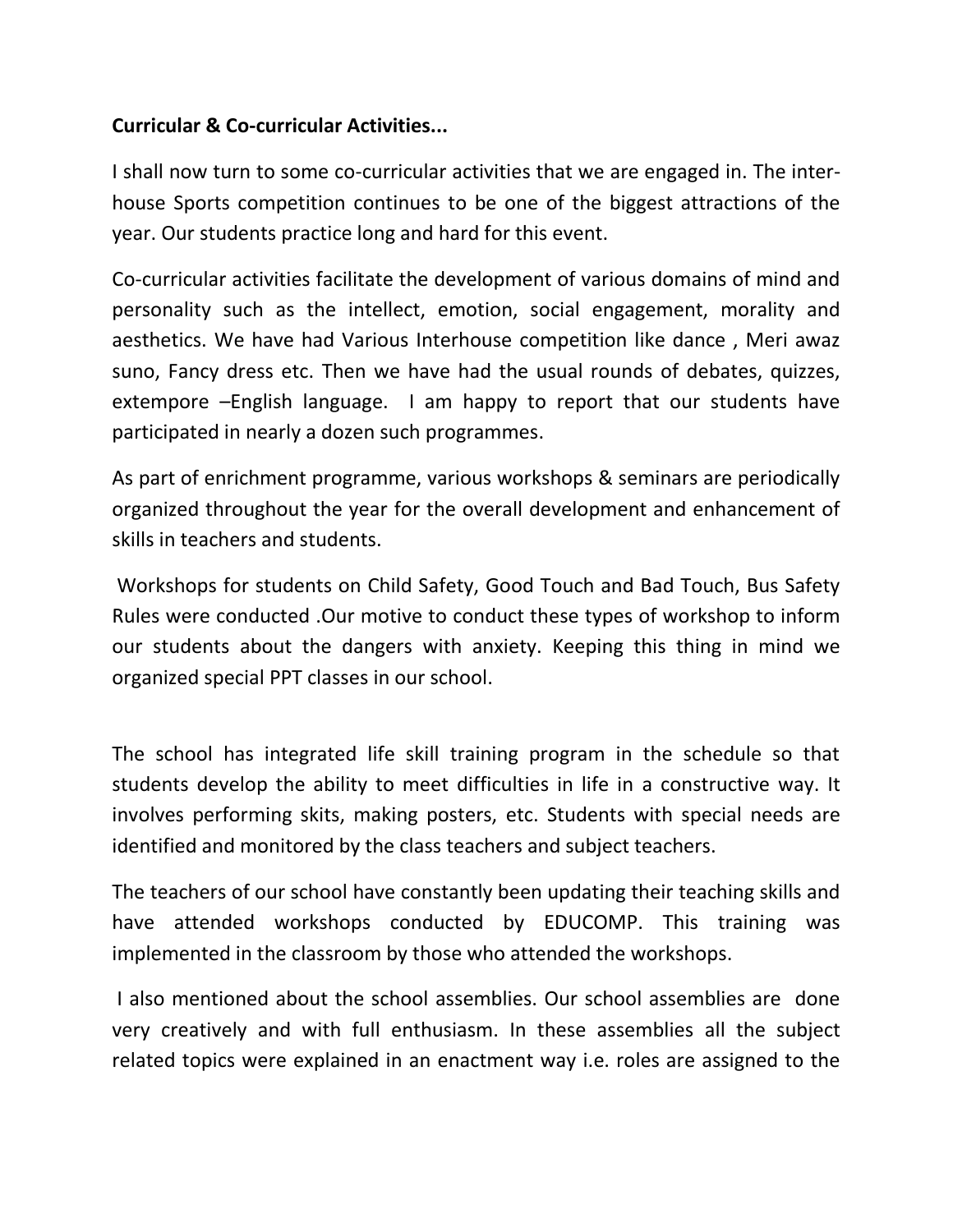**Curricular & Co-curricular Activities...**

I shall now turn to some co-curricular activities that we are engaged in. The inter-house Sports competition continues to be one of the biggest attractions of the year. Our students practice long and hard for this event.

Co-curricular activities facilitate the development of various domains of mind and personality such as the intellect, emotion, social engagement, morality and aesthetics. We have had Various Interhouse competition like dance , Meri awaz suno, Fancy dress etc. Then we have had the usual rounds of debates, quizzes, extempore –English language. I am happy to report that our students have participated in nearly a dozen such programmes.

As part of enrichment programme, various workshops & seminars are periodically organized throughout the year for the overall development and enhancement of skills in teachers and students.

Workshops for students on Child Safety, Good Touch and Bad Touch, Bus Safety Rules were conducted .Our motive to conduct these types of workshop to inform our students about the dangers with anxiety. Keeping this thing in mind we organized special PPT classes in our school.

The school has integrated life skill training program in the schedule so that students develop the ability to meet difficulties in life in a constructive way. It involves performing skits, making posters, etc. Students with special needs are identified and monitored by the class teachers and subject teachers.

The teachers of our school have constantly been updating their teaching skills and have attended workshops conducted by EDUCOMP. This training was implemented in the classroom by those who attended the workshops.

I also mentioned about the school assemblies. Our school assemblies are done very creatively and with full enthusiasm. In these assemblies all the subject related topics were explained in an enactment way i.e. roles are assigned to the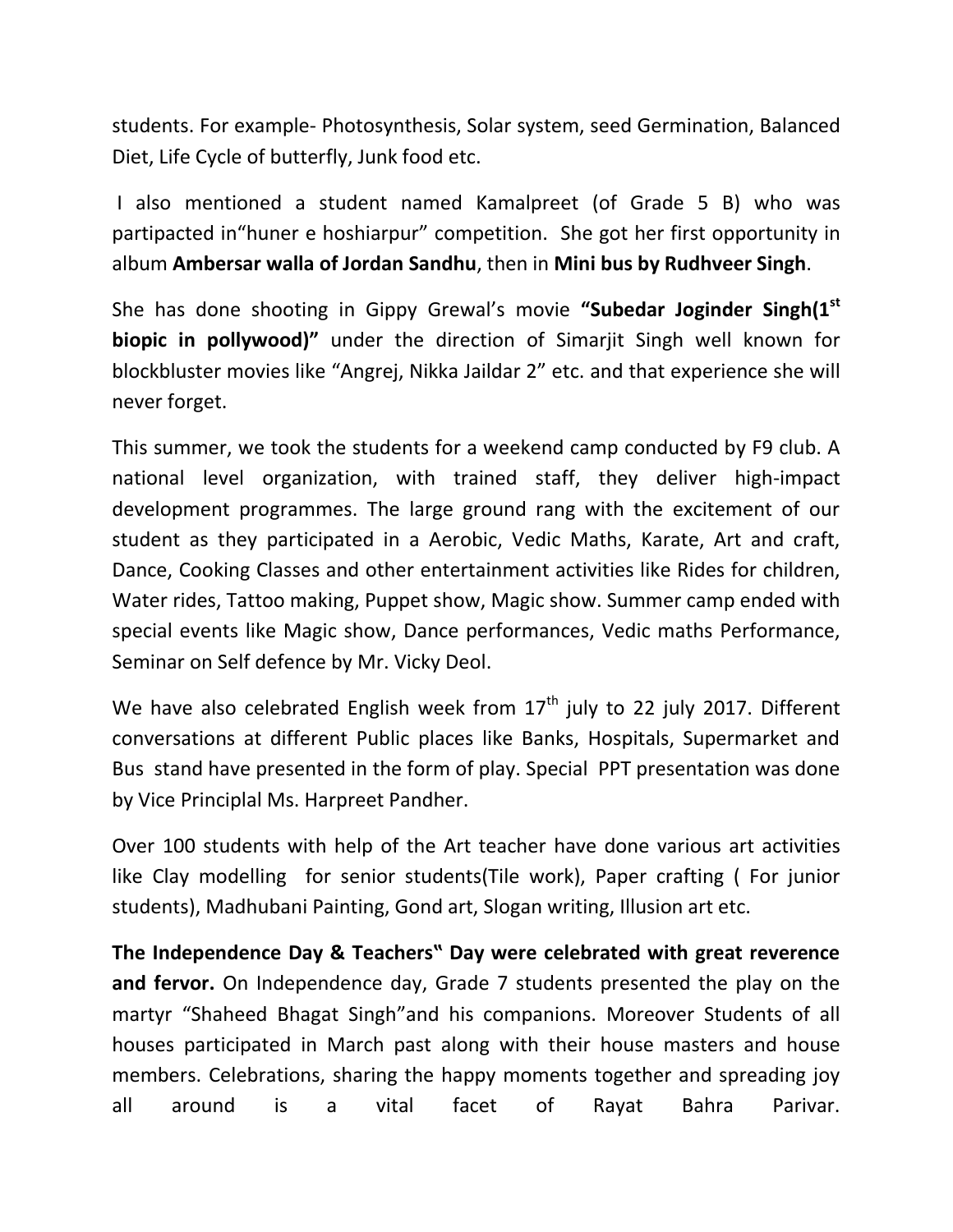students. For example- Photosynthesis, Solar system, seed Germination, Balanced Diet, Life Cycle of butterfly, Junk food etc.

I also mentioned a student named Kamalpreet (of Grade 5 B) who was partipacted in"huner e hoshiarpur" competition. She got her first opportunity in album **Ambersar walla of Jordan Sandhu**, then in **Mini bus by Rudhveer Singh**.

She has done shooting in Gippy Grewal's movie **"Subedar Joginder Singh(1st biopic in pollywood)"** under the direction of Simarjit Singh well known for blockbluster movies like "Angrej, Nikka Jaildar 2" etc. and that experience she will never forget.

This summer, we took the students for a weekend camp conducted by F9 club. A national level organization, with trained staff, they deliver high-impact development programmes. The large ground rang with the excitement of our student as they participated in a Aerobic, Vedic Maths, Karate, Art and craft, Dance, Cooking Classes and other entertainment activities like Rides for children, Water rides, Tattoo making, Puppet show, Magic show. Summer camp ended with special events like Magic show, Dance performances, Vedic maths Performance, Seminar on Self defence by Mr. Vicky Deol.

We have also celebrated English week from 17th july to 22 july 2017. Different conversations at different Public places like Banks, Hospitals, Supermarket and Bus stand have presented in the form of play. Special PPT presentation was done by Vice Principlal Ms. Harpreet Pandher.

Over 100 students with help of the Art teacher have done various art activities like Clay modelling for senior students(Tile work), Paper crafting ( For junior students), Madhubani Painting, Gond art, Slogan writing, Illusion art etc.

**The Independence Day & Teachers" Day were celebrated with great reverence and fervor.** On Independence day, Grade 7 students presented the play on the martyr "Shaheed Bhagat Singh"and his companions. Moreover Students of all houses participated in March past along with their house masters and house members. Celebrations, sharing the happy moments together and spreading joy all around is a vital facet of Rayat Bahra Parivar.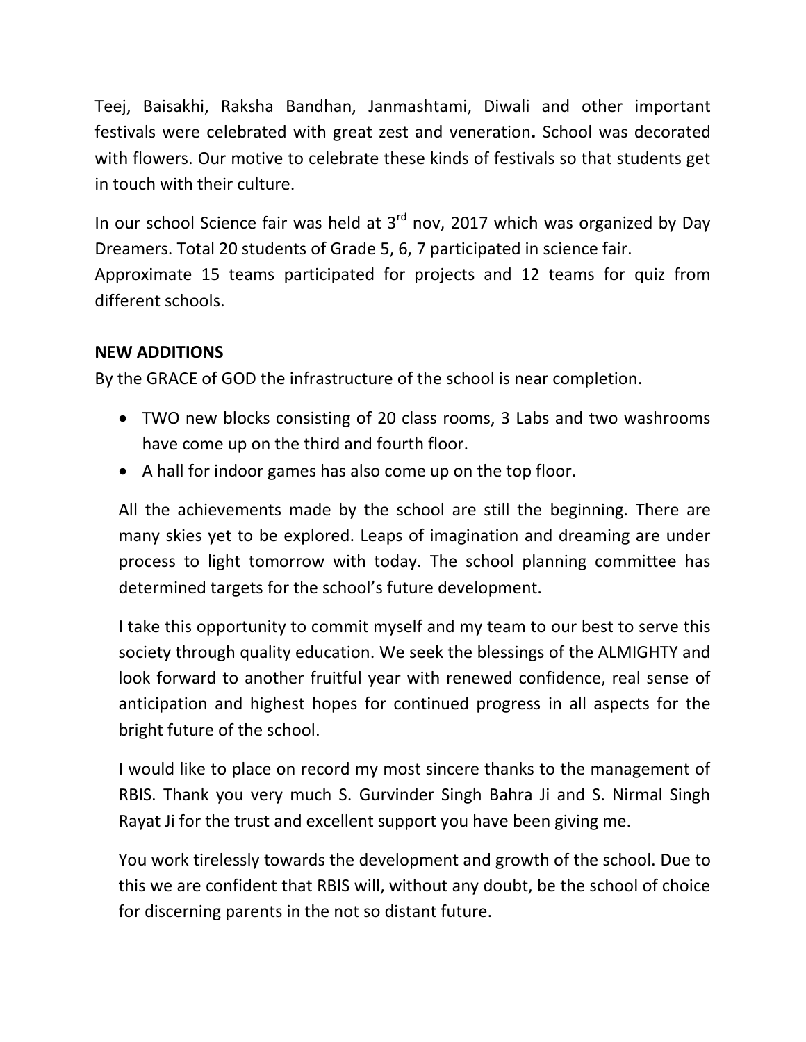Teej, Baisakhi, Raksha Bandhan, Janmashtami, Diwali and other important festivals were celebrated with great zest and veneration**.** School was decorated with flowers. Our motive to celebrate these kinds of festivals so that students get in touch with their culture.

In our school Science fair was held at 3rd nov, 2017 which was organized by Day Dreamers. Total 20 students of Grade 5, 6, 7 participated in science fair.
Approximate 15 teams participated for projects and 12 teams for quiz from different schools.

**NEW ADDITIONS**

By the GRACE of GOD the infrastructure of the school is near completion.

- TWO new blocks consisting of 20 class rooms, 3 Labs and two washrooms have come up on the third and fourth floor.
- A hall for indoor games has also come up on the top floor.

All the achievements made by the school are still the beginning. There are many skies yet to be explored. Leaps of imagination and dreaming are under process to light tomorrow with today. The school planning committee has determined targets for the school's future development.

I take this opportunity to commit myself and my team to our best to serve this society through quality education. We seek the blessings of the ALMIGHTY and look forward to another fruitful year with renewed confidence, real sense of anticipation and highest hopes for continued progress in all aspects for the bright future of the school.

I would like to place on record my most sincere thanks to the management of RBIS. Thank you very much S. Gurvinder Singh Bahra Ji and S. Nirmal Singh Rayat Ji for the trust and excellent support you have been giving me.

You work tirelessly towards the development and growth of the school. Due to this we are confident that RBIS will, without any doubt, be the school of choice for discerning parents in the not so distant future.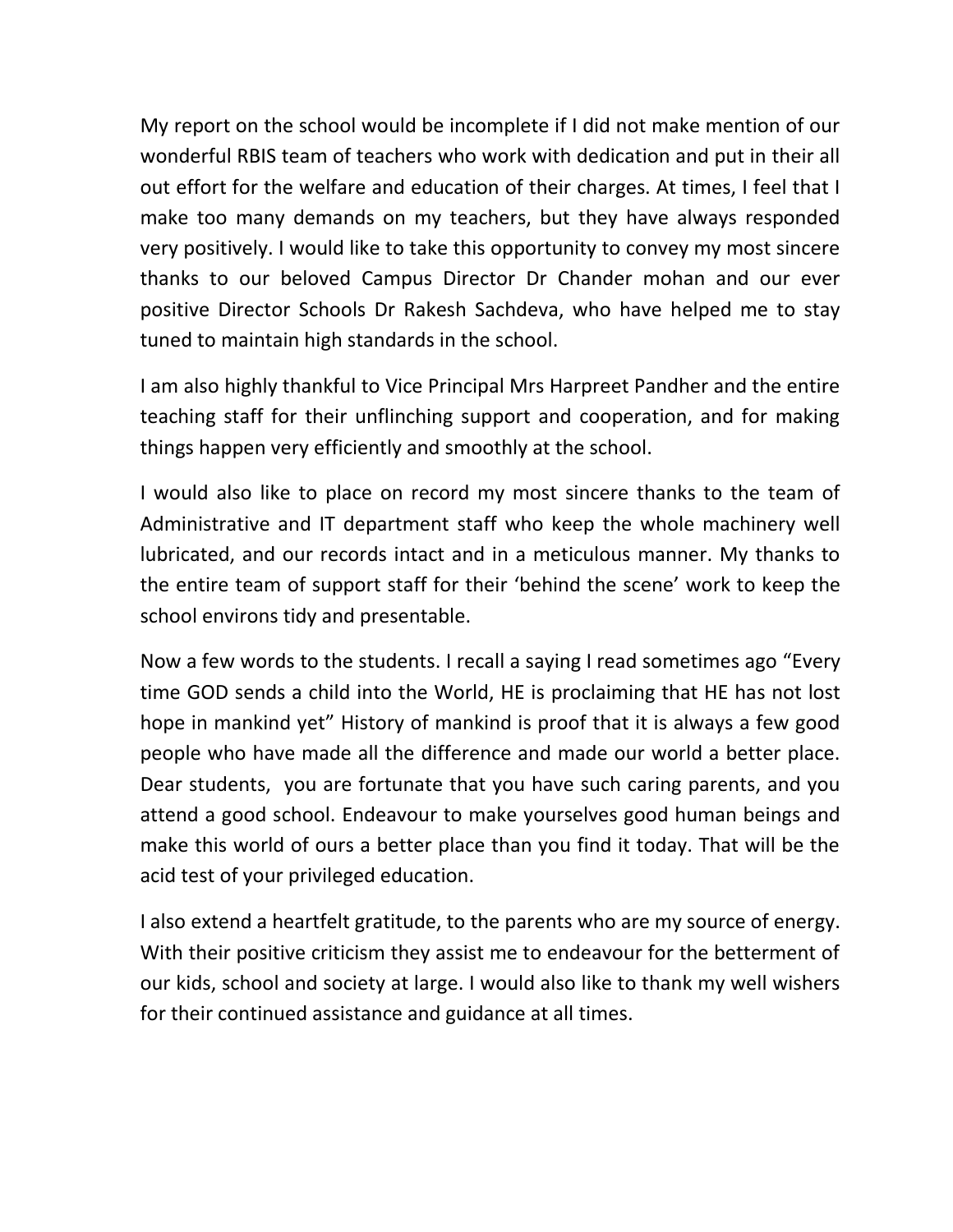My report on the school would be incomplete if I did not make mention of our wonderful RBIS team of teachers who work with dedication and put in their all out effort for the welfare and education of their charges. At times, I feel that I make too many demands on my teachers, but they have always responded very positively. I would like to take this opportunity to convey my most sincere thanks to our beloved Campus Director Dr Chander mohan and our ever positive Director Schools Dr Rakesh Sachdeva, who have helped me to stay tuned to maintain high standards in the school.

I am also highly thankful to Vice Principal Mrs Harpreet Pandher and the entire teaching staff for their unflinching support and cooperation, and for making things happen very efficiently and smoothly at the school.

I would also like to place on record my most sincere thanks to the team of Administrative and IT department staff who keep the whole machinery well lubricated, and our records intact and in a meticulous manner. My thanks to the entire team of support staff for their 'behind the scene' work to keep the school environs tidy and presentable.

Now a few words to the students. I recall a saying I read sometimes ago "Every time GOD sends a child into the World, HE is proclaiming that HE has not lost hope in mankind yet" History of mankind is proof that it is always a few good people who have made all the difference and made our world a better place. Dear students, you are fortunate that you have such caring parents, and you attend a good school. Endeavour to make yourselves good human beings and make this world of ours a better place than you find it today. That will be the acid test of your privileged education.

I also extend a heartfelt gratitude, to the parents who are my source of energy. With their positive criticism they assist me to endeavour for the betterment of our kids, school and society at large. I would also like to thank my well wishers for their continued assistance and guidance at all times.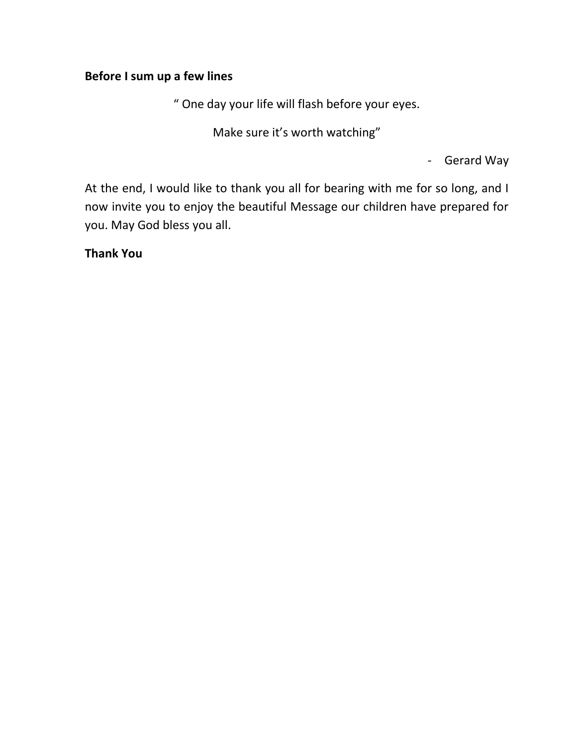**Before I sum up a few lines**

" One day your life will flash before your eyes.

Make sure it's worth watching"

\- Gerard Way

At the end, I would like to thank you all for bearing with me for so long, and I now invite you to enjoy the beautiful Message our children have prepared for you. May God bless you all.

**Thank You**